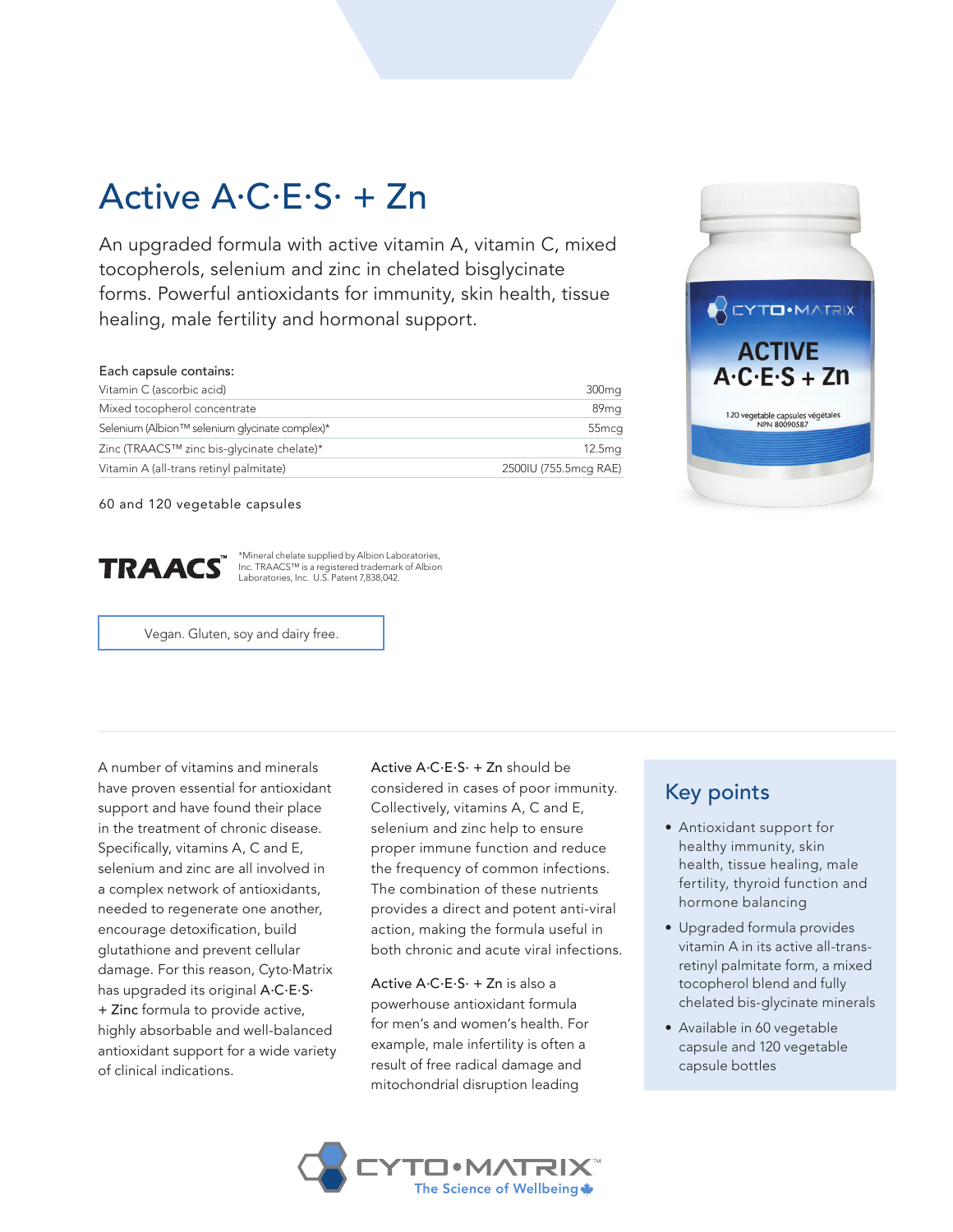# Active A·C·E·S· + Zn

An upgraded formula with active vitamin A, vitamin C, mixed tocopherols, selenium and zinc in chelated bisglycinate forms. Powerful antioxidants for immunity, skin health, tissue healing, male fertility and hormonal support.

| Each capsule contains: | |
|---|---|
| Vitamin C (ascorbic acid) | 300mg |
| Mixed tocopherol concentrate | 89mg |
| Selenium (Albion™ selenium glycinate complex)* | 55mcg |
| Zinc (TRAACS™ zinc bis-glycinate chelate)* | 12.5mg |
| Vitamin A (all-trans retinyl palmitate) | 2500IU (755.5mcg RAE) |

60 and 120 vegetable capsules

**TRAACS™** *Mineral chelate supplied by Albion Laboratories, Inc. TRAACS™ is a registered trademark of Albion Laboratories, Inc. U.S. Patent 7,838,042.

Vegan. Gluten, soy and dairy free.

A number of vitamins and minerals have proven essential for antioxidant support and have found their place in the treatment of chronic disease. Specifically, vitamins A, C and E, selenium and zinc are all involved in a complex network of antioxidants, needed to regenerate one another, encourage detoxification, build glutathione and prevent cellular damage. For this reason, Cyto·Matrix has upgraded its original A·C·E·S· + Zinc formula to provide active, highly absorbable and well-balanced antioxidant support for a wide variety of clinical indications.

Active A·C·E·S· + Zn should be considered in cases of poor immunity. Collectively, vitamins A, C and E, selenium and zinc help to ensure proper immune function and reduce the frequency of common infections. The combination of these nutrients provides a direct and potent anti-viral action, making the formula useful in both chronic and acute viral infections.

Active A·C·E·S· + Zn is also a powerhouse antioxidant formula for men's and women's health. For example, male infertility is often a result of free radical damage and mitochondrial disruption leading

## Key points

- Antioxidant support for healthy immunity, skin health, tissue healing, male fertility, thyroid function and hormone balancing
- Upgraded formula provides vitamin A in its active all-trans-retinyl palmitate form, a mixed tocopherol blend and fully chelated bis-glycinate minerals
- Available in 60 vegetable capsule and 120 vegetable capsule bottles

CYTO·MATRIX™
The Science of Wellbeing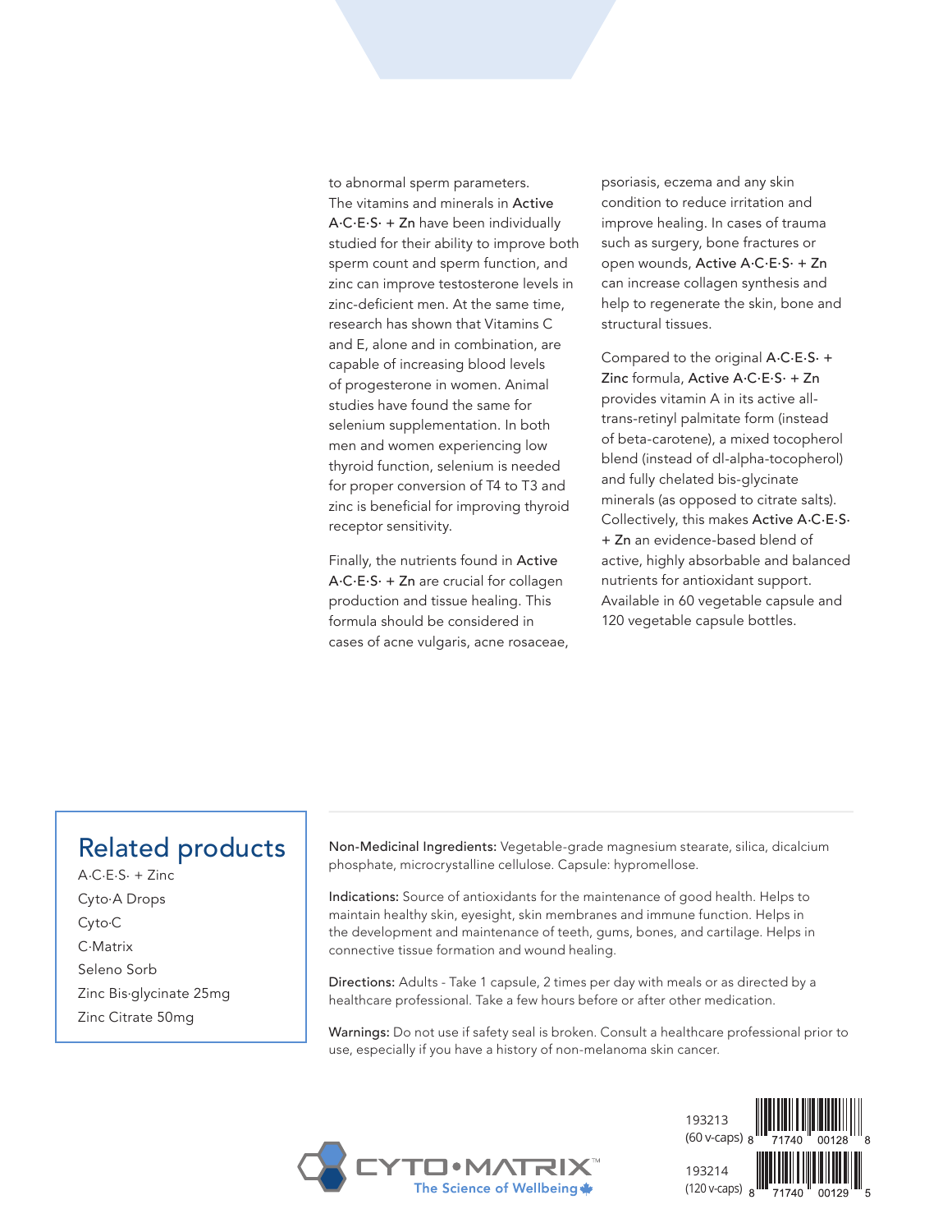to abnormal sperm parameters. The vitamins and minerals in **Active A·C·E·S· + Zn** have been individually studied for their ability to improve both sperm count and sperm function, and zinc can improve testosterone levels in zinc-deficient men. At the same time, research has shown that Vitamins C and E, alone and in combination, are capable of increasing blood levels of progesterone in women. Animal studies have found the same for selenium supplementation. In both men and women experiencing low thyroid function, selenium is needed for proper conversion of T4 to T3 and zinc is beneficial for improving thyroid receptor sensitivity.

Finally, the nutrients found in **Active A·C·E·S· + Zn** are crucial for collagen production and tissue healing. This formula should be considered in cases of acne vulgaris, acne rosaceae, psoriasis, eczema and any skin condition to reduce irritation and improve healing. In cases of trauma such as surgery, bone fractures or open wounds, **Active A·C·E·S· + Zn** can increase collagen synthesis and help to regenerate the skin, bone and structural tissues.

Compared to the original **A·C·E·S· + Zinc** formula, **Active A·C·E·S· + Zn** provides vitamin A in its active all-trans-retinyl palmitate form (instead of beta-carotene), a mixed tocopherol blend (instead of dl-alpha-tocopherol) and fully chelated bis-glycinate minerals (as opposed to citrate salts). Collectively, this makes **Active A·C·E·S· + Zn** an evidence-based blend of active, highly absorbable and balanced nutrients for antioxidant support. Available in 60 vegetable capsule and 120 vegetable capsule bottles.

## Related products

- A·C·E·S· + Zinc
- Cyto·A Drops
- Cyto·C
- C·Matrix
- Seleno Sorb
- Zinc Bis·glycinate 25mg
- Zinc Citrate 50mg

**Non-Medicinal Ingredients:** Vegetable-grade magnesium stearate, silica, dicalcium phosphate, microcrystalline cellulose. Capsule: hypromellose.

**Indications:** Source of antioxidants for the maintenance of good health. Helps to maintain healthy skin, eyesight, skin membranes and immune function. Helps in the development and maintenance of teeth, gums, bones, and cartilage. Helps in connective tissue formation and wound healing.

**Directions:** Adults - Take 1 capsule, 2 times per day with meals or as directed by a healthcare professional. Take a few hours before or after other medication.

**Warnings:** Do not use if safety seal is broken. Consult a healthcare professional prior to use, especially if you have a history of non-melanoma skin cancer.

CYTO•MATRIX™
The Science of Wellbeing

193213 (60 v-caps) 8 71740 00128 8

193214 (120 v-caps) 8 71740 00129 5